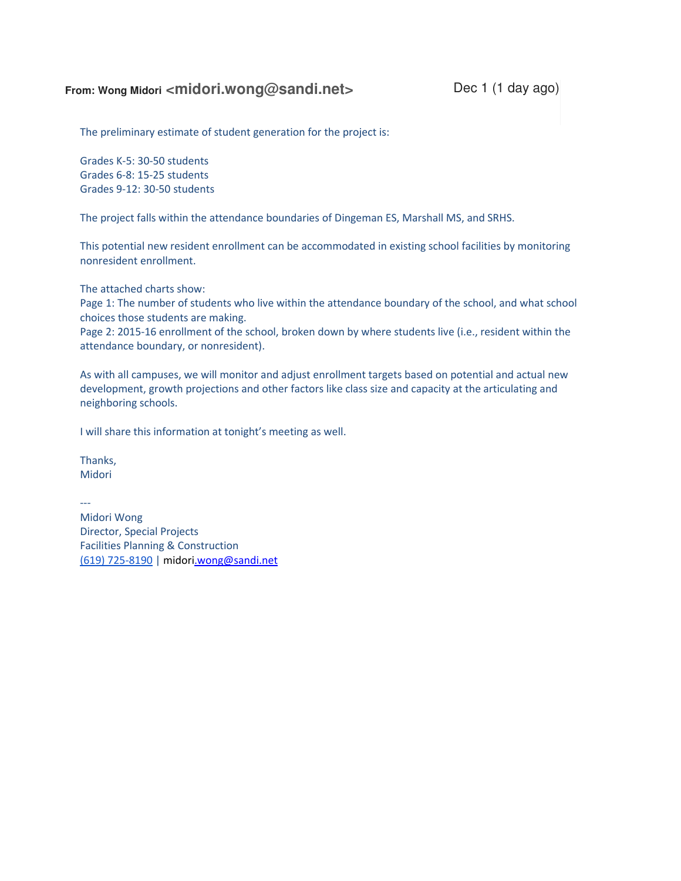**From: Wong Midori <midori.wong@sandi.net>** Dec 1 (1 day ago)

The preliminary estimate of student generation for the project is:

Grades K-5: 30-50 students
Grades 6-8: 15-25 students
Grades 9-12: 30-50 students

The project falls within the attendance boundaries of Dingeman ES, Marshall MS, and SRHS.

This potential new resident enrollment can be accommodated in existing school facilities by monitoring nonresident enrollment.

The attached charts show:
Page 1: The number of students who live within the attendance boundary of the school, and what school choices those students are making.
Page 2: 2015-16 enrollment of the school, broken down by where students live (i.e., resident within the attendance boundary, or nonresident).

As with all campuses, we will monitor and adjust enrollment targets based on potential and actual new development, growth projections and other factors like class size and capacity at the articulating and neighboring schools.

I will share this information at tonight's meeting as well.

Thanks,
Midori

---
Midori Wong
Director, Special Projects
Facilities Planning & Construction
(619) 725-8190 | midori.wong@sandi.net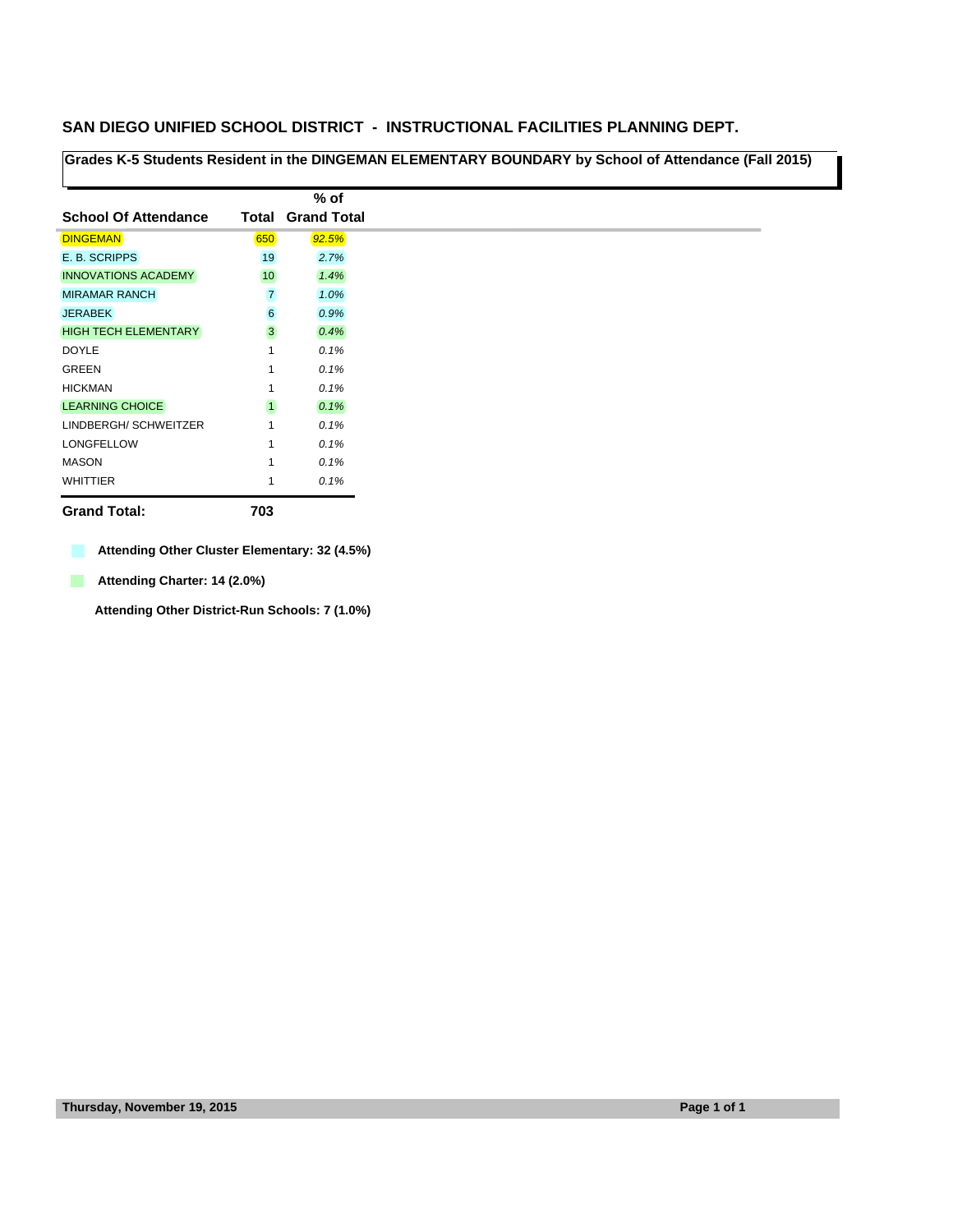## SAN DIEGO UNIFIED SCHOOL DISTRICT - INSTRUCTIONAL FACILITIES PLANNING DEPT.

### Grades K-5 Students Resident in the DINGEMAN ELEMENTARY BOUNDARY by School of Attendance (Fall 2015)

| School Of Attendance | Total | % of Grand Total |
|---|---|---|
| DINGEMAN | 650 | *92.5%* |
| E. B. SCRIPPS | 19 | *2.7%* |
| INNOVATIONS ACADEMY | 10 | *1.4%* |
| MIRAMAR RANCH | 7 | *1.0%* |
| JERABEK | 6 | *0.9%* |
| HIGH TECH ELEMENTARY | 3 | *0.4%* |
| DOYLE | 1 | *0.1%* |
| GREEN | 1 | *0.1%* |
| HICKMAN | 1 | *0.1%* |
| LEARNING CHOICE | 1 | *0.1%* |
| LINDBERGH/ SCHWEITZER | 1 | *0.1%* |
| LONGFELLOW | 1 | *0.1%* |
| MASON | 1 | *0.1%* |
| WHITTIER | 1 | *0.1%* |
| **Grand Total:** | **703** | |

**Attending Other Cluster Elementary: 32 (4.5%)**

**Attending Charter: 14 (2.0%)**

**Attending Other District-Run Schools: 7 (1.0%)**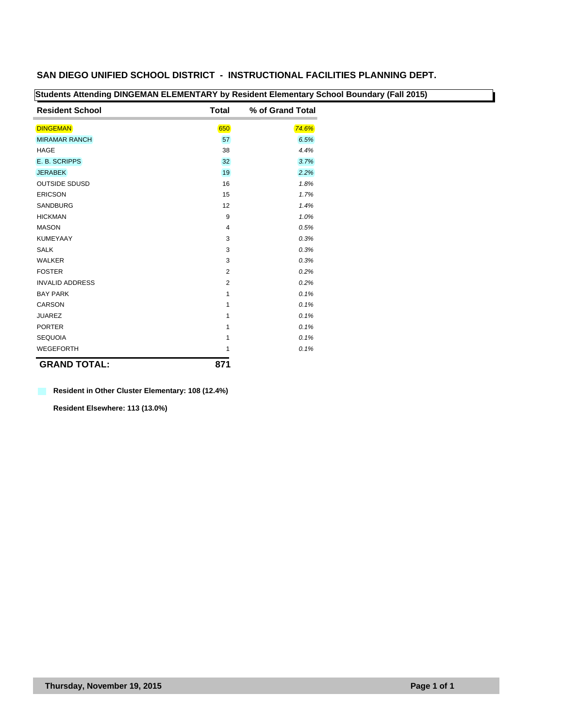## SAN DIEGO UNIFIED SCHOOL DISTRICT - INSTRUCTIONAL FACILITIES PLANNING DEPT.

### Students Attending DINGEMAN ELEMENTARY by Resident Elementary School Boundary (Fall 2015)

| Resident School | Total | % of Grand Total |
|---|---|---|
| DINGEMAN | 650 | *74.6%* |
| MIRAMAR RANCH | 57 | *6.5%* |
| HAGE | 38 | *4.4%* |
| E. B. SCRIPPS | 32 | *3.7%* |
| JERABEK | 19 | *2.2%* |
| OUTSIDE SDUSD | 16 | *1.8%* |
| ERICSON | 15 | *1.7%* |
| SANDBURG | 12 | *1.4%* |
| HICKMAN | 9 | *1.0%* |
| MASON | 4 | *0.5%* |
| KUMEYAAY | 3 | *0.3%* |
| SALK | 3 | *0.3%* |
| WALKER | 3 | *0.3%* |
| FOSTER | 2 | *0.2%* |
| INVALID ADDRESS | 2 | *0.2%* |
| BAY PARK | 1 | *0.1%* |
| CARSON | 1 | *0.1%* |
| JUAREZ | 1 | *0.1%* |
| PORTER | 1 | *0.1%* |
| SEQUOIA | 1 | *0.1%* |
| WEGEFORTH | 1 | *0.1%* |
| **GRAND TOTAL:** | **871** | |

**Resident in Other Cluster Elementary: 108 (12.4%)**

**Resident Elsewhere: 113 (13.0%)**

**Thursday, November 19, 2015**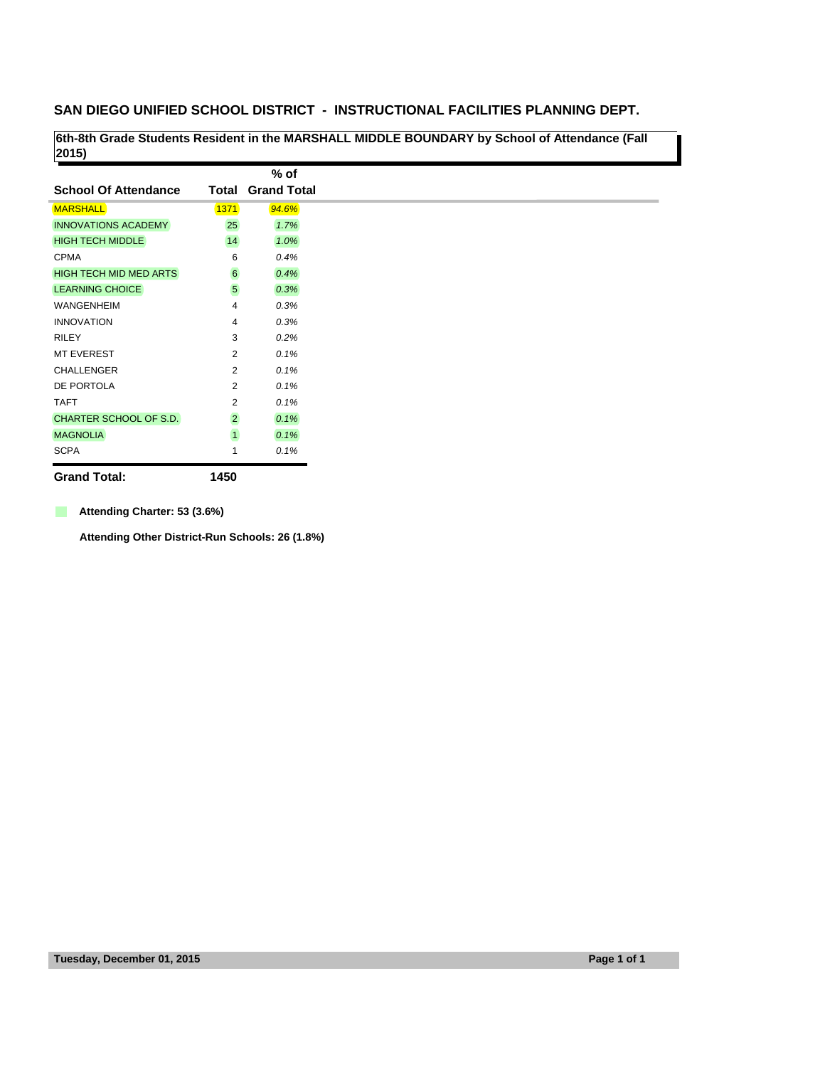## SAN DIEGO UNIFIED SCHOOL DISTRICT - INSTRUCTIONAL FACILITIES PLANNING DEPT.

**6th-8th Grade Students Resident in the MARSHALL MIDDLE BOUNDARY by School of Attendance (Fall 2015)**

| School Of Attendance | Total | % of Grand Total |
|---|---|---|
| MARSHALL | 1371 | *94.6%* |
| INNOVATIONS ACADEMY | 25 | *1.7%* |
| HIGH TECH MIDDLE | 14 | *1.0%* |
| CPMA | 6 | *0.4%* |
| HIGH TECH MID MED ARTS | 6 | *0.4%* |
| LEARNING CHOICE | 5 | *0.3%* |
| WANGENHEIM | 4 | *0.3%* |
| INNOVATION | 4 | *0.3%* |
| RILEY | 3 | *0.2%* |
| MT EVEREST | 2 | *0.1%* |
| CHALLENGER | 2 | *0.1%* |
| DE PORTOLA | 2 | *0.1%* |
| TAFT | 2 | *0.1%* |
| CHARTER SCHOOL OF S.D. | 2 | *0.1%* |
| MAGNOLIA | 1 | *0.1%* |
| SCPA | 1 | *0.1%* |
| **Grand Total:** | **1450** | |

**Attending Charter: 53 (3.6%)**

**Attending Other District-Run Schools: 26 (1.8%)**

**Tuesday, December 01, 2015**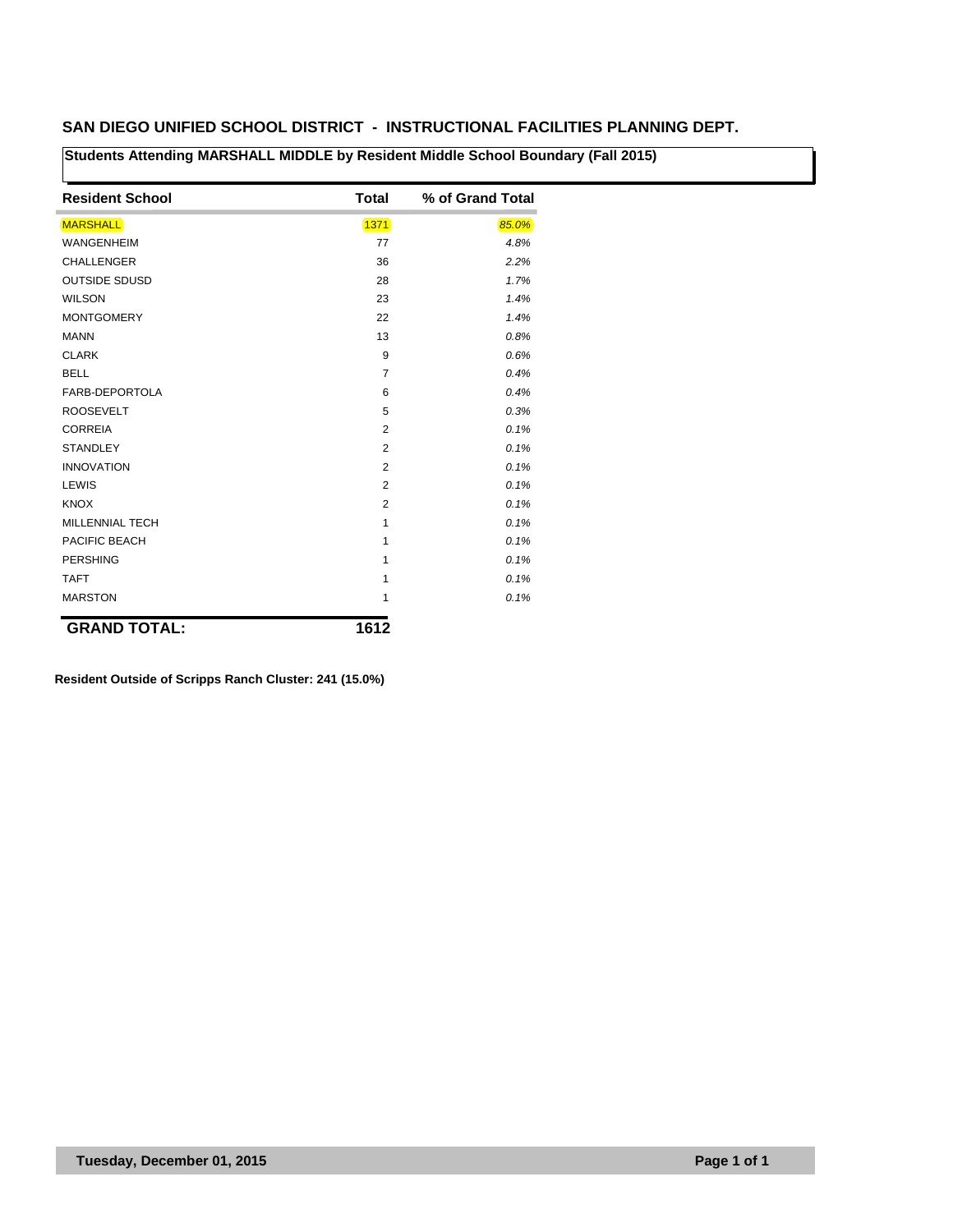## SAN DIEGO UNIFIED SCHOOL DISTRICT - INSTRUCTIONAL FACILITIES PLANNING DEPT.

**Students Attending MARSHALL MIDDLE by Resident Middle School Boundary (Fall 2015)**

| Resident School | Total | % of Grand Total |
|---|---|---|
| MARSHALL | 1371 | *85.0%* |
| WANGENHEIM | 77 | *4.8%* |
| CHALLENGER | 36 | *2.2%* |
| OUTSIDE SDUSD | 28 | *1.7%* |
| WILSON | 23 | *1.4%* |
| MONTGOMERY | 22 | *1.4%* |
| MANN | 13 | *0.8%* |
| CLARK | 9 | *0.6%* |
| BELL | 7 | *0.4%* |
| FARB-DEPORTOLA | 6 | *0.4%* |
| ROOSEVELT | 5 | *0.3%* |
| CORREIA | 2 | *0.1%* |
| STANDLEY | 2 | *0.1%* |
| INNOVATION | 2 | *0.1%* |
| LEWIS | 2 | *0.1%* |
| KNOX | 2 | *0.1%* |
| MILLENNIAL TECH | 1 | *0.1%* |
| PACIFIC BEACH | 1 | *0.1%* |
| PERSHING | 1 | *0.1%* |
| TAFT | 1 | *0.1%* |
| MARSTON | 1 | *0.1%* |
| **GRAND TOTAL:** | **1612** | |

**Resident Outside of Scripps Ranch Cluster: 241 (15.0%)**

**Tuesday, December 01, 2015**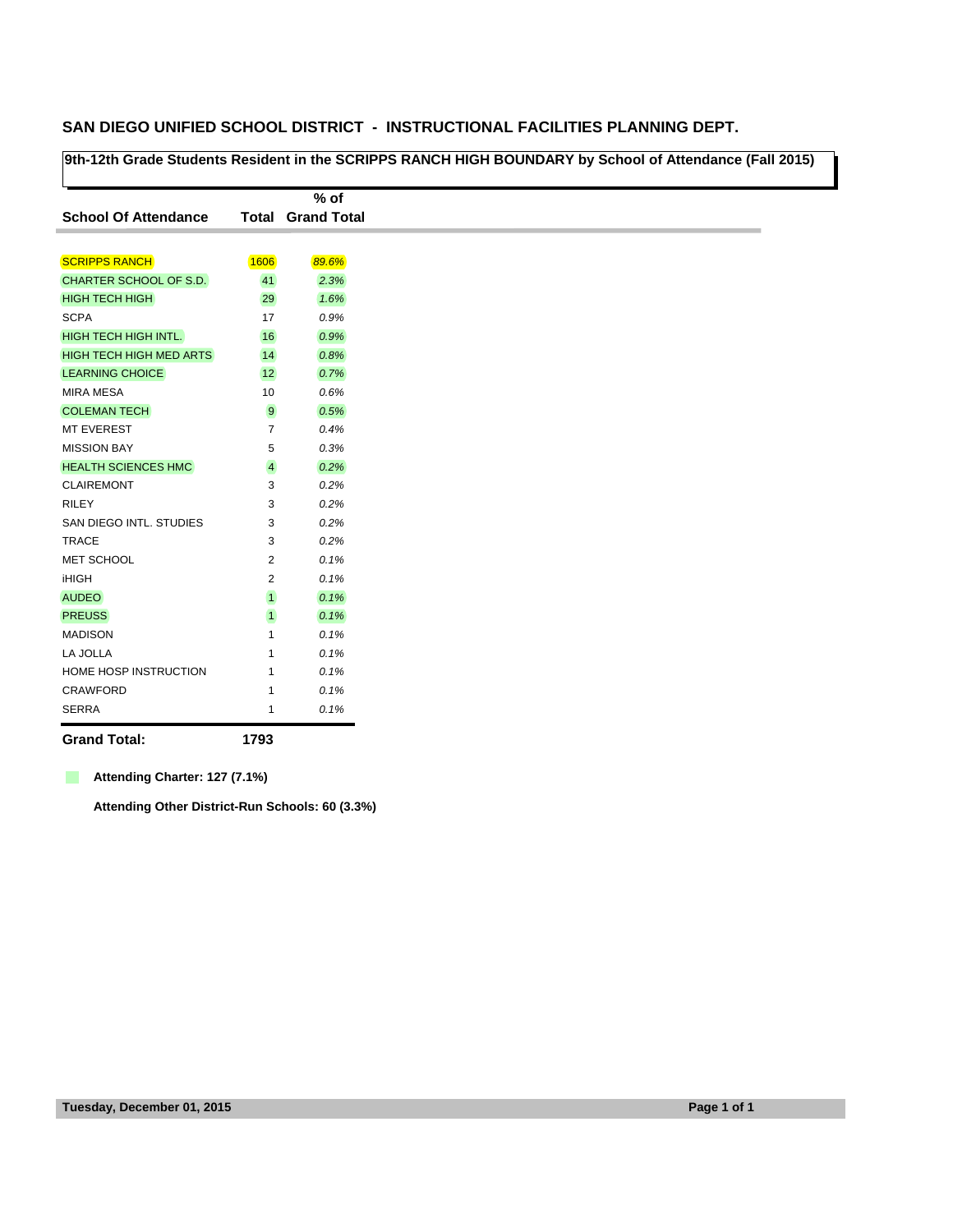## SAN DIEGO UNIFIED SCHOOL DISTRICT - INSTRUCTIONAL FACILITIES PLANNING DEPT.

**9th-12th Grade Students Resident in the SCRIPPS RANCH HIGH BOUNDARY by School of Attendance (Fall 2015)**

| School Of Attendance | Total | % of Grand Total |
|---|---|---|
| SCRIPPS RANCH | 1606 | *89.6%* |
| CHARTER SCHOOL OF S.D. | 41 | *2.3%* |
| HIGH TECH HIGH | 29 | *1.6%* |
| SCPA | 17 | *0.9%* |
| HIGH TECH HIGH INTL. | 16 | *0.9%* |
| HIGH TECH HIGH MED ARTS | 14 | *0.8%* |
| LEARNING CHOICE | 12 | *0.7%* |
| MIRA MESA | 10 | *0.6%* |
| COLEMAN TECH | 9 | *0.5%* |
| MT EVEREST | 7 | *0.4%* |
| MISSION BAY | 5 | *0.3%* |
| HEALTH SCIENCES HMC | 4 | *0.2%* |
| CLAIREMONT | 3 | *0.2%* |
| RILEY | 3 | *0.2%* |
| SAN DIEGO INTL. STUDIES | 3 | *0.2%* |
| TRACE | 3 | *0.2%* |
| MET SCHOOL | 2 | *0.1%* |
| iHIGH | 2 | *0.1%* |
| AUDEO | 1 | *0.1%* |
| PREUSS | 1 | *0.1%* |
| MADISON | 1 | *0.1%* |
| LA JOLLA | 1 | *0.1%* |
| HOME HOSP INSTRUCTION | 1 | *0.1%* |
| CRAWFORD | 1 | *0.1%* |
| SERRA | 1 | *0.1%* |
| **Grand Total:** | **1793** | |

**Attending Charter: 127 (7.1%)**

**Attending Other District-Run Schools: 60 (3.3%)**

**Tuesday, December 01, 2015**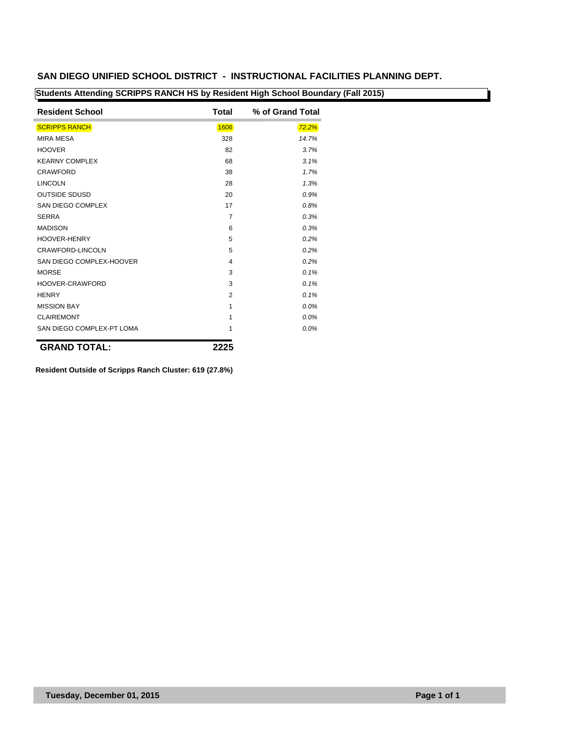## SAN DIEGO UNIFIED SCHOOL DISTRICT - INSTRUCTIONAL FACILITIES PLANNING DEPT.

### Students Attending SCRIPPS RANCH HS by Resident High School Boundary (Fall 2015)

| Resident School | Total | % of Grand Total |
|---|---|---|
| SCRIPPS RANCH | 1606 | *72.2%* |
| MIRA MESA | 328 | *14.7%* |
| HOOVER | 82 | *3.7%* |
| KEARNY COMPLEX | 68 | *3.1%* |
| CRAWFORD | 38 | *1.7%* |
| LINCOLN | 28 | *1.3%* |
| OUTSIDE SDUSD | 20 | *0.9%* |
| SAN DIEGO COMPLEX | 17 | *0.8%* |
| SERRA | 7 | *0.3%* |
| MADISON | 6 | *0.3%* |
| HOOVER-HENRY | 5 | *0.2%* |
| CRAWFORD-LINCOLN | 5 | *0.2%* |
| SAN DIEGO COMPLEX-HOOVER | 4 | *0.2%* |
| MORSE | 3 | *0.1%* |
| HOOVER-CRAWFORD | 3 | *0.1%* |
| HENRY | 2 | *0.1%* |
| MISSION BAY | 1 | *0.0%* |
| CLAIREMONT | 1 | *0.0%* |
| SAN DIEGO COMPLEX-PT LOMA | 1 | *0.0%* |
| **GRAND TOTAL:** | **2225** | |

**Resident Outside of Scripps Ranch Cluster: 619 (27.8%)**